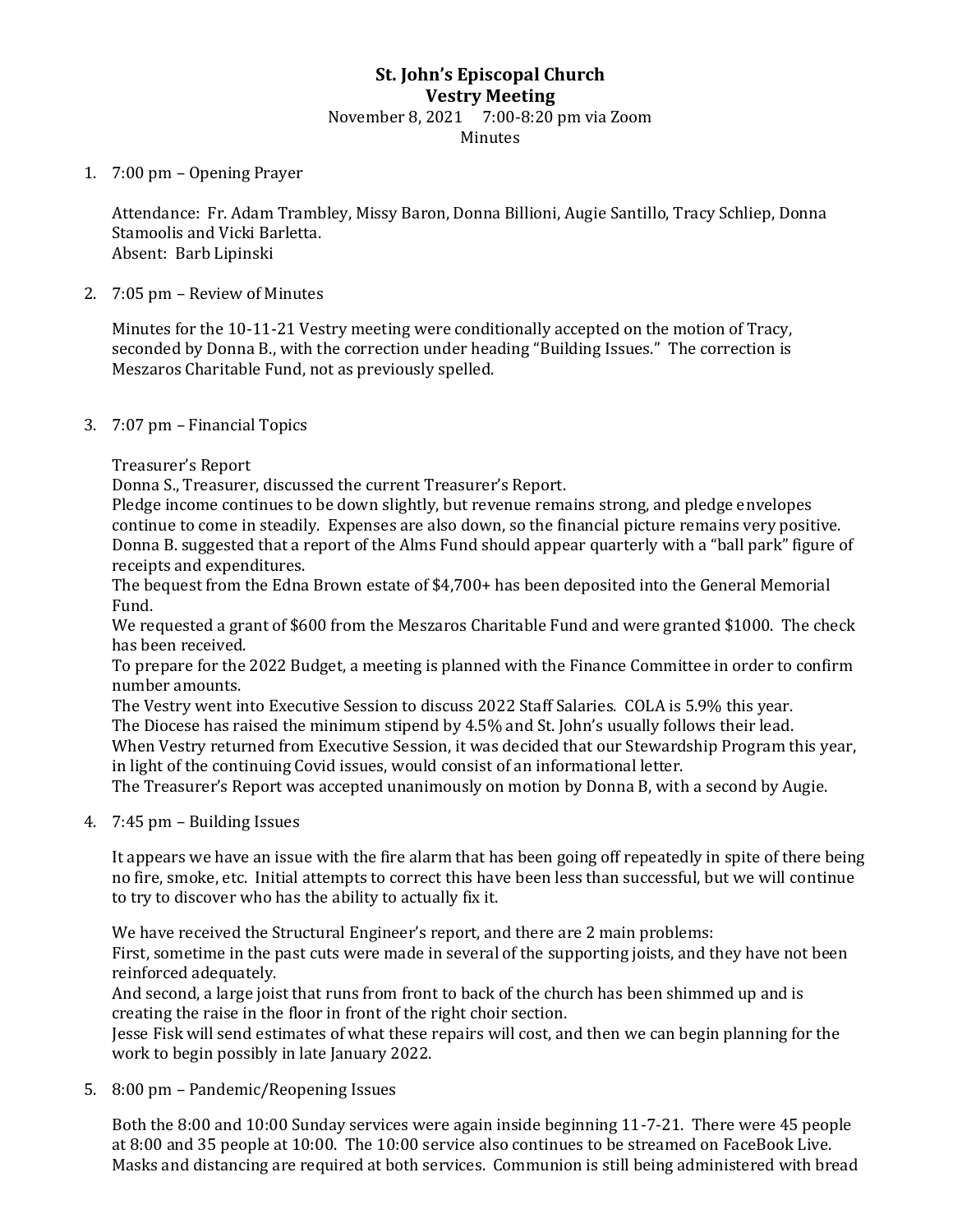# St. John's Episcopal Church
## Vestry Meeting

November 8, 2021  7:00-8:20 pm via Zoom

Minutes

1. 7:00 pm – Opening Prayer

   Attendance: Fr. Adam Trambley, Missy Baron, Donna Billioni, Augie Santillo, Tracy Schliep, Donna Stamoolis and Vicki Barletta.
   Absent: Barb Lipinski

2. 7:05 pm – Review of Minutes

   Minutes for the 10-11-21 Vestry meeting were conditionally accepted on the motion of Tracy, seconded by Donna B., with the correction under heading "Building Issues." The correction is Meszaros Charitable Fund, not as previously spelled.

3. 7:07 pm – Financial Topics

   Treasurer's Report
   Donna S., Treasurer, discussed the current Treasurer's Report.
   Pledge income continues to be down slightly, but revenue remains strong, and pledge envelopes continue to come in steadily. Expenses are also down, so the financial picture remains very positive.
   Donna B. suggested that a report of the Alms Fund should appear quarterly with a "ball park" figure of receipts and expenditures.
   The bequest from the Edna Brown estate of $4,700+ has been deposited into the General Memorial Fund.
   We requested a grant of $600 from the Meszaros Charitable Fund and were granted $1000. The check has been received.
   To prepare for the 2022 Budget, a meeting is planned with the Finance Committee in order to confirm number amounts.
   The Vestry went into Executive Session to discuss 2022 Staff Salaries. COLA is 5.9% this year.
   The Diocese has raised the minimum stipend by 4.5% and St. John's usually follows their lead.
   When Vestry returned from Executive Session, it was decided that our Stewardship Program this year, in light of the continuing Covid issues, would consist of an informational letter.
   The Treasurer's Report was accepted unanimously on motion by Donna B, with a second by Augie.

4. 7:45 pm – Building Issues

   It appears we have an issue with the fire alarm that has been going off repeatedly in spite of there being no fire, smoke, etc. Initial attempts to correct this have been less than successful, but we will continue to try to discover who has the ability to actually fix it.

   We have received the Structural Engineer's report, and there are 2 main problems:
   First, sometime in the past cuts were made in several of the supporting joists, and they have not been reinforced adequately.
   And second, a large joist that runs from front to back of the church has been shimmed up and is creating the raise in the floor in front of the right choir section.
   Jesse Fisk will send estimates of what these repairs will cost, and then we can begin planning for the work to begin possibly in late January 2022.

5. 8:00 pm – Pandemic/Reopening Issues

   Both the 8:00 and 10:00 Sunday services were again inside beginning 11-7-21. There were 45 people at 8:00 and 35 people at 10:00. The 10:00 service also continues to be streamed on FaceBook Live. Masks and distancing are required at both services. Communion is still being administered with bread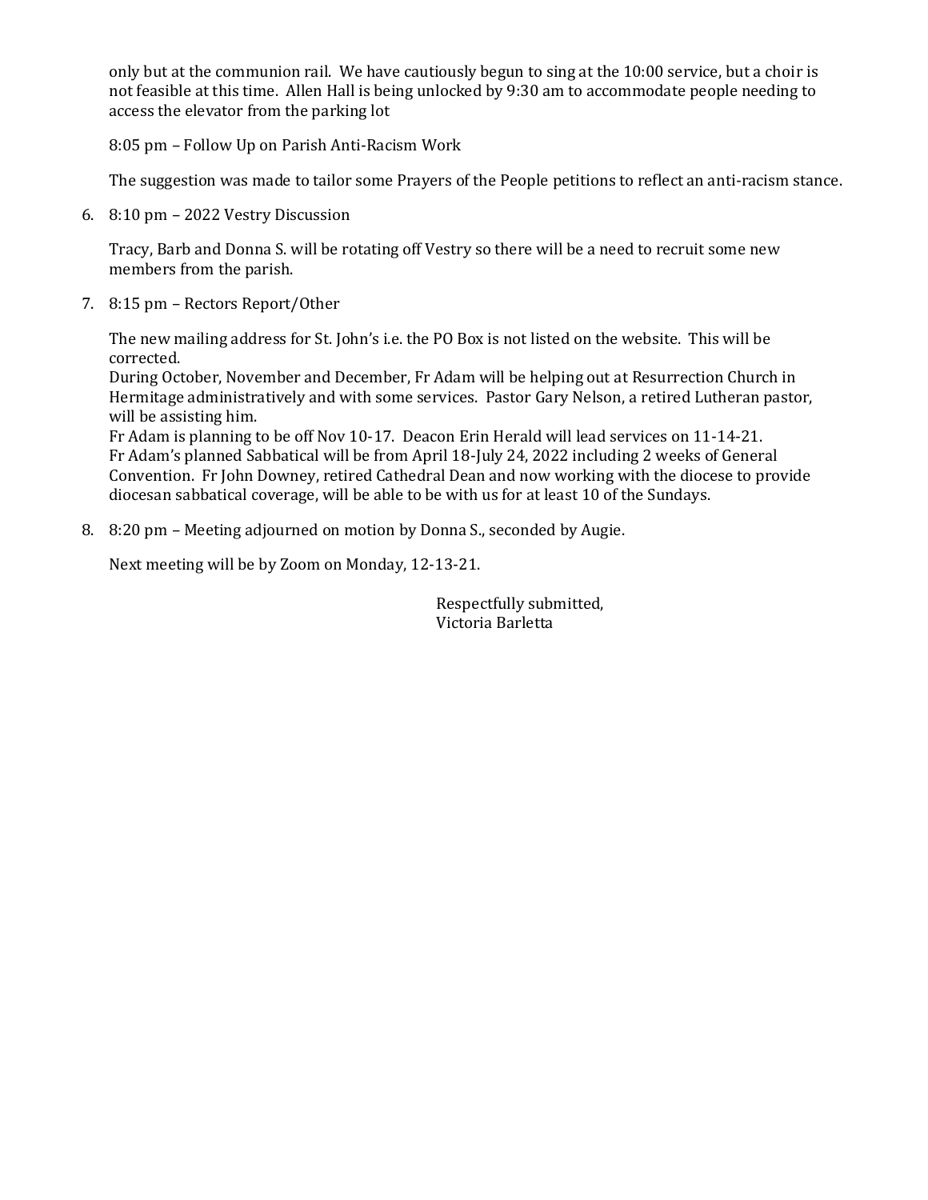only but at the communion rail. We have cautiously begun to sing at the 10:00 service, but a choir is not feasible at this time. Allen Hall is being unlocked by 9:30 am to accommodate people needing to access the elevator from the parking lot

8:05 pm – Follow Up on Parish Anti-Racism Work

The suggestion was made to tailor some Prayers of the People petitions to reflect an anti-racism stance.

6. 8:10 pm – 2022 Vestry Discussion

   Tracy, Barb and Donna S. will be rotating off Vestry so there will be a need to recruit some new members from the parish.

7. 8:15 pm – Rectors Report/Other

   The new mailing address for St. John's i.e. the PO Box is not listed on the website. This will be corrected.
   During October, November and December, Fr Adam will be helping out at Resurrection Church in Hermitage administratively and with some services. Pastor Gary Nelson, a retired Lutheran pastor, will be assisting him.
   Fr Adam is planning to be off Nov 10-17. Deacon Erin Herald will lead services on 11-14-21.
   Fr Adam's planned Sabbatical will be from April 18-July 24, 2022 including 2 weeks of General Convention. Fr John Downey, retired Cathedral Dean and now working with the diocese to provide diocesan sabbatical coverage, will be able to be with us for at least 10 of the Sundays.

8. 8:20 pm – Meeting adjourned on motion by Donna S., seconded by Augie.

   Next meeting will be by Zoom on Monday, 12-13-21.

Respectfully submitted,
Victoria Barletta